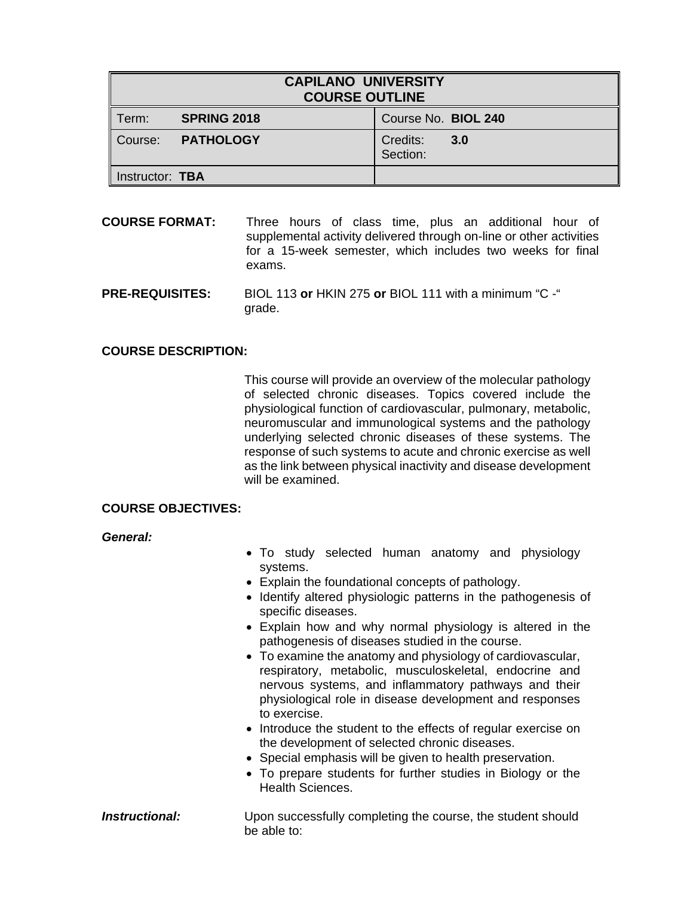| CAPILANO UNIVERSITY COURSE OUTLINE | |
|---|---|
| Term: **SPRING 2018** | Course No. **BIOL 240** |
| Course: **PATHOLOGY** | Credits: **3.0** Section: |
| Instructor: **TBA** | |

**COURSE FORMAT:** Three hours of class time, plus an additional hour of supplemental activity delivered through on-line or other activities for a 15-week semester, which includes two weeks for final exams.

**PRE-REQUISITES:** BIOL 113 **or** HKIN 275 **or** BIOL 111 with a minimum "C -" grade.

**COURSE DESCRIPTION:**

This course will provide an overview of the molecular pathology of selected chronic diseases. Topics covered include the physiological function of cardiovascular, pulmonary, metabolic, neuromuscular and immunological systems and the pathology underlying selected chronic diseases of these systems. The response of such systems to acute and chronic exercise as well as the link between physical inactivity and disease development will be examined.

**COURSE OBJECTIVES:**

***General:***

- To study selected human anatomy and physiology systems.
- Explain the foundational concepts of pathology.
- Identify altered physiologic patterns in the pathogenesis of specific diseases.
- Explain how and why normal physiology is altered in the pathogenesis of diseases studied in the course.
- To examine the anatomy and physiology of cardiovascular, respiratory, metabolic, musculoskeletal, endocrine and nervous systems, and inflammatory pathways and their physiological role in disease development and responses to exercise.
- Introduce the student to the effects of regular exercise on the development of selected chronic diseases.
- Special emphasis will be given to health preservation.
- To prepare students for further studies in Biology or the Health Sciences.

***Instructional:*** Upon successfully completing the course, the student should be able to: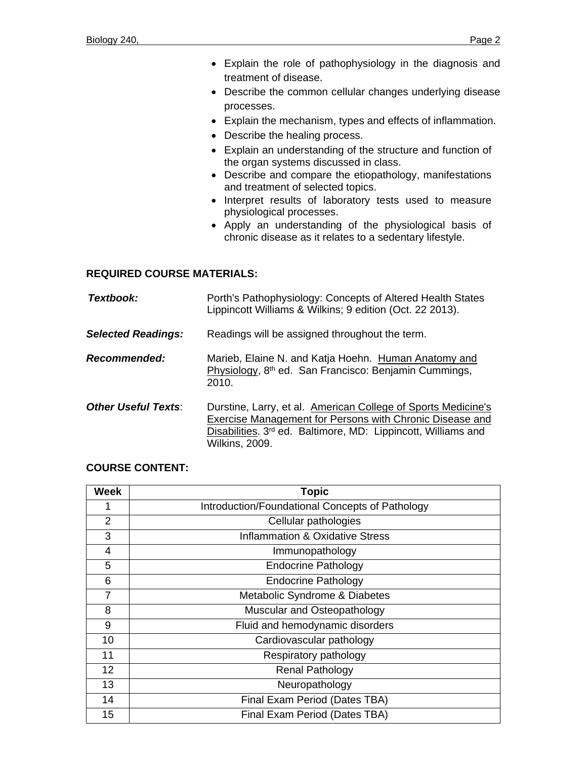- Explain the role of pathophysiology in the diagnosis and treatment of disease.
- Describe the common cellular changes underlying disease processes.
- Explain the mechanism, types and effects of inflammation.
- Describe the healing process.
- Explain an understanding of the structure and function of the organ systems discussed in class.
- Describe and compare the etiopathology, manifestations and treatment of selected topics.
- Interpret results of laboratory tests used to measure physiological processes.
- Apply an understanding of the physiological basis of chronic disease as it relates to a sedentary lifestyle.

**REQUIRED COURSE MATERIALS:**

***Textbook:*** Porth's Pathophysiology: Concepts of Altered Health States Lippincott Williams & Wilkins; 9 edition (Oct. 22 2013).

***Selected Readings:*** Readings will be assigned throughout the term.

***Recommended:*** Marieb, Elaine N. and Katja Hoehn. Human Anatomy and Physiology, 8th ed. San Francisco: Benjamin Cummings, 2010.

***Other Useful Texts***: Durstine, Larry, et al. American College of Sports Medicine's Exercise Management for Persons with Chronic Disease and Disabilities. 3rd ed. Baltimore, MD: Lippincott, Williams and Wilkins, 2009.

**COURSE CONTENT:**

| Week | Topic |
|---|---|
| 1 | Introduction/Foundational Concepts of Pathology |
| 2 | Cellular pathologies |
| 3 | Inflammation & Oxidative Stress |
| 4 | Immunopathology |
| 5 | Endocrine Pathology |
| 6 | Endocrine Pathology |
| 7 | Metabolic Syndrome & Diabetes |
| 8 | Muscular and Osteopathology |
| 9 | Fluid and hemodynamic disorders |
| 10 | Cardiovascular pathology |
| 11 | Respiratory pathology |
| 12 | Renal Pathology |
| 13 | Neuropathology |
| 14 | Final Exam Period (Dates TBA) |
| 15 | Final Exam Period (Dates TBA) |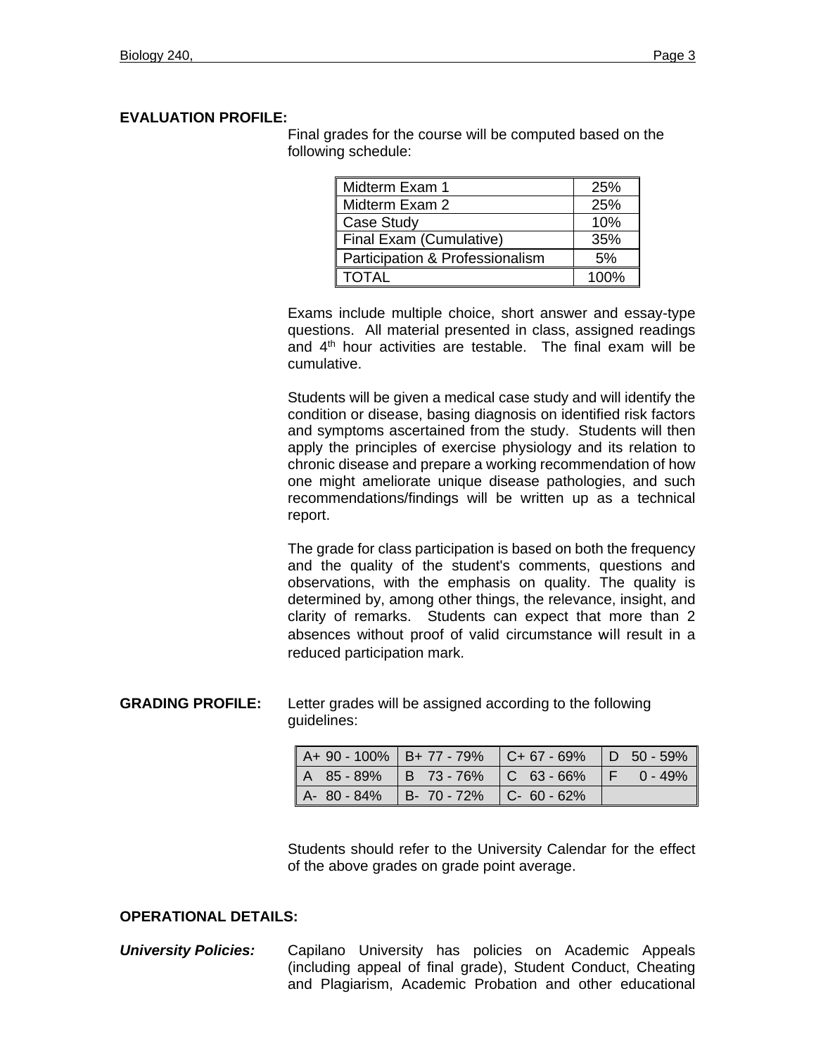**EVALUATION PROFILE:**

Final grades for the course will be computed based on the following schedule:

| Midterm Exam 1 | 25% |
|---|---|
| Midterm Exam 2 | 25% |
| Case Study | 10% |
| Final Exam (Cumulative) | 35% |
| Participation & Professionalism | 5% |
| TOTAL | 100% |

Exams include multiple choice, short answer and essay-type questions. All material presented in class, assigned readings and 4th hour activities are testable. The final exam will be cumulative.

Students will be given a medical case study and will identify the condition or disease, basing diagnosis on identified risk factors and symptoms ascertained from the study. Students will then apply the principles of exercise physiology and its relation to chronic disease and prepare a working recommendation of how one might ameliorate unique disease pathologies, and such recommendations/findings will be written up as a technical report.

The grade for class participation is based on both the frequency and the quality of the student's comments, questions and observations, with the emphasis on quality. The quality is determined by, among other things, the relevance, insight, and clarity of remarks. Students can expect that more than 2 absences without proof of valid circumstance will result in a reduced participation mark.

**GRADING PROFILE:** Letter grades will be assigned according to the following guidelines:

| A+ 90 - 100% | B+ 77 - 79% | C+ 67 - 69% | D 50 - 59% |
|---|---|---|---|
| A 85 - 89% | B 73 - 76% | C 63 - 66% | F 0 - 49% |
| A- 80 - 84% | B- 70 - 72% | C- 60 - 62% | |

Students should refer to the University Calendar for the effect of the above grades on grade point average.

**OPERATIONAL DETAILS:**

***University Policies:*** Capilano University has policies on Academic Appeals (including appeal of final grade), Student Conduct, Cheating and Plagiarism, Academic Probation and other educational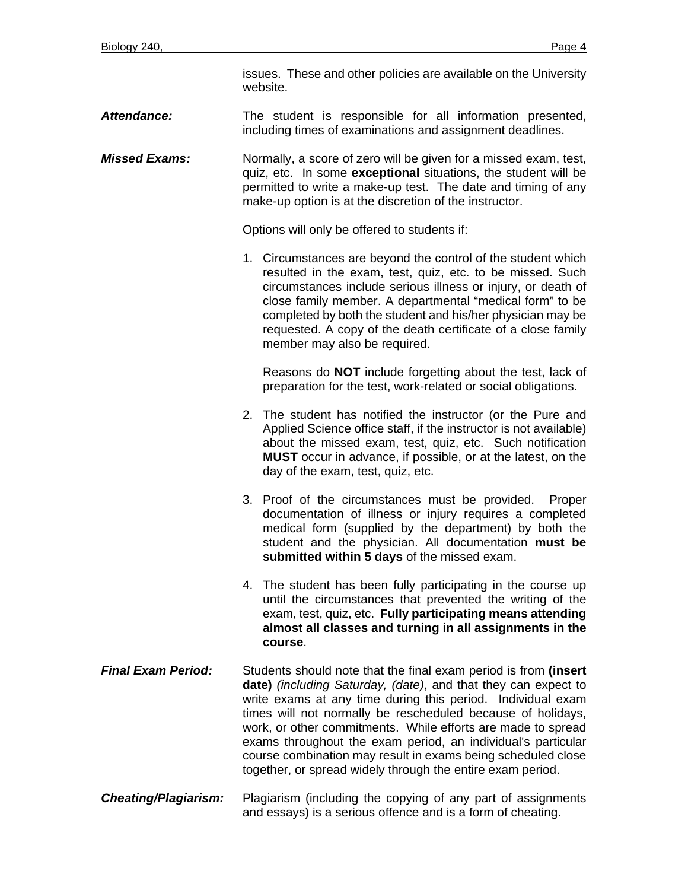issues. These and other policies are available on the University website.

***Attendance:*** The student is responsible for all information presented, including times of examinations and assignment deadlines.

***Missed Exams:*** Normally, a score of zero will be given for a missed exam, test, quiz, etc. In some **exceptional** situations, the student will be permitted to write a make-up test. The date and timing of any make-up option is at the discretion of the instructor.

Options will only be offered to students if:

1. Circumstances are beyond the control of the student which resulted in the exam, test, quiz, etc. to be missed. Such circumstances include serious illness or injury, or death of close family member. A departmental “medical form” to be completed by both the student and his/her physician may be requested. A copy of the death certificate of a close family member may also be required.

   Reasons do **NOT** include forgetting about the test, lack of preparation for the test, work-related or social obligations.

2. The student has notified the instructor (or the Pure and Applied Science office staff, if the instructor is not available) about the missed exam, test, quiz, etc. Such notification **MUST** occur in advance, if possible, or at the latest, on the day of the exam, test, quiz, etc.

3. Proof of the circumstances must be provided. Proper documentation of illness or injury requires a completed medical form (supplied by the department) by both the student and the physician. All documentation **must be submitted within 5 days** of the missed exam.

4. The student has been fully participating in the course up until the circumstances that prevented the writing of the exam, test, quiz, etc. **Fully participating means attending almost all classes and turning in all assignments in the course**.

***Final Exam Period:*** Students should note that the final exam period is from **(insert date)** *(including Saturday, (date)*, and that they can expect to write exams at any time during this period. Individual exam times will not normally be rescheduled because of holidays, work, or other commitments. While efforts are made to spread exams throughout the exam period, an individual's particular course combination may result in exams being scheduled close together, or spread widely through the entire exam period.

***Cheating/Plagiarism:*** Plagiarism (including the copying of any part of assignments and essays) is a serious offence and is a form of cheating.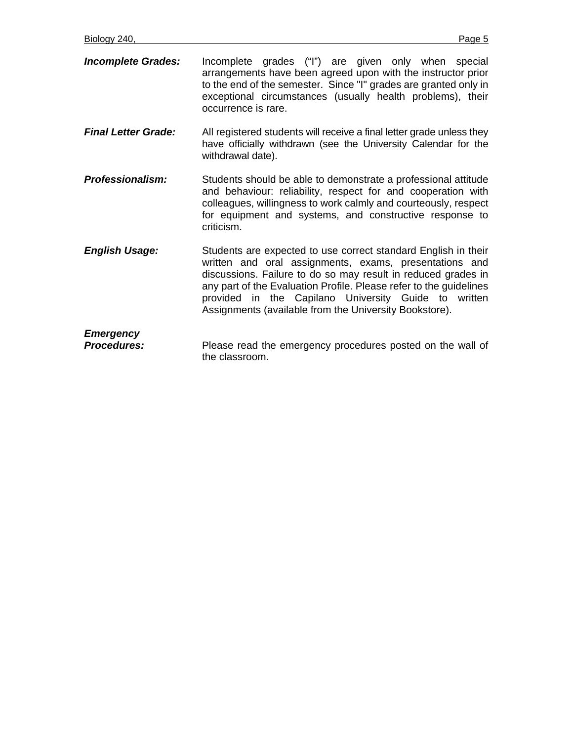***Incomplete Grades:*** Incomplete grades (“I”) are given only when special arrangements have been agreed upon with the instructor prior to the end of the semester. Since "I" grades are granted only in exceptional circumstances (usually health problems), their occurrence is rare.

***Final Letter Grade:*** All registered students will receive a final letter grade unless they have officially withdrawn (see the University Calendar for the withdrawal date).

***Professionalism:*** Students should be able to demonstrate a professional attitude and behaviour: reliability, respect for and cooperation with colleagues, willingness to work calmly and courteously, respect for equipment and systems, and constructive response to criticism.

***English Usage:*** Students are expected to use correct standard English in their written and oral assignments, exams, presentations and discussions. Failure to do so may result in reduced grades in any part of the Evaluation Profile. Please refer to the guidelines provided in the Capilano University Guide to written Assignments (available from the University Bookstore).

***Emergency Procedures:*** Please read the emergency procedures posted on the wall of the classroom.